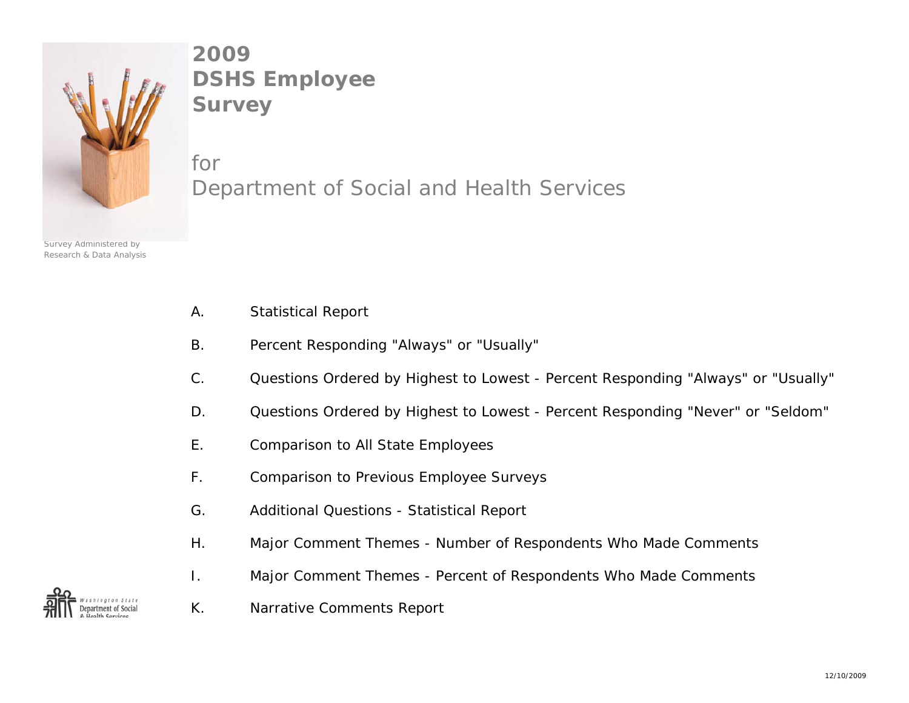# 2009 DSHS Employee Survey

for
Department of Social and Health Services

Survey Administered by
Research & Data Analysis

A. Statistical Report

B. Percent Responding "Always" or "Usually"

C. Questions Ordered by Highest to Lowest - Percent Responding "Always" or "Usually"

D. Questions Ordered by Highest to Lowest - Percent Responding "Never" or "Seldom"

E. Comparison to All State Employees

F. Comparison to Previous Employee Surveys

G. Additional Questions - Statistical Report

H. Major Comment Themes - Number of Respondents Who Made Comments

I. Major Comment Themes - Percent of Respondents Who Made Comments

K. Narrative Comments Report

Washington State Department of Social & Health Services

12/10/2009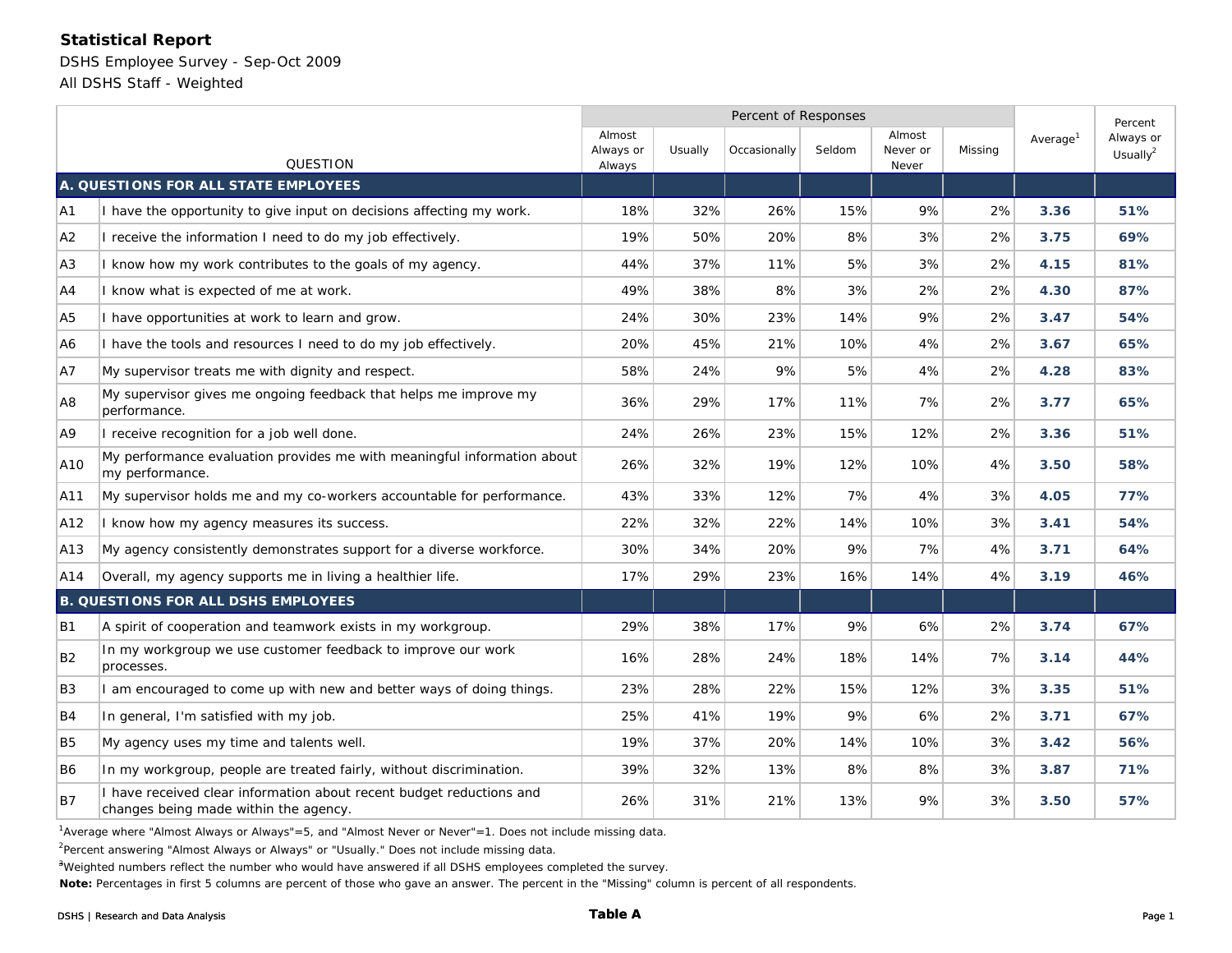**Statistical Report**

DSHS Employee Survey - Sep-Oct 2009

All DSHS Staff - Weighted

| | QUESTION | Percent of Responses | | | | | | Average[1] | Percent Always or Usually[2] |
|---|---|---|---|---|---|---|---|---|---|
| | | Almost Always or Always | Usually | Occasionally | Seldom | Almost Never or Never | Missing | | |
| **A. QUESTIONS FOR ALL STATE EMPLOYEES** | | | | | | | | | |
| A1 | I have the opportunity to give input on decisions affecting my work. | 18% | 32% | 26% | 15% | 9% | 2% | **3.36** | **51%** |
| A2 | I receive the information I need to do my job effectively. | 19% | 50% | 20% | 8% | 3% | 2% | **3.75** | **69%** |
| A3 | I know how my work contributes to the goals of my agency. | 44% | 37% | 11% | 5% | 3% | 2% | **4.15** | **81%** |
| A4 | I know what is expected of me at work. | 49% | 38% | 8% | 3% | 2% | 2% | **4.30** | **87%** |
| A5 | I have opportunities at work to learn and grow. | 24% | 30% | 23% | 14% | 9% | 2% | **3.47** | **54%** |
| A6 | I have the tools and resources I need to do my job effectively. | 20% | 45% | 21% | 10% | 4% | 2% | **3.67** | **65%** |
| A7 | My supervisor treats me with dignity and respect. | 58% | 24% | 9% | 5% | 4% | 2% | **4.28** | **83%** |
| A8 | My supervisor gives me ongoing feedback that helps me improve my performance. | 36% | 29% | 17% | 11% | 7% | 2% | **3.77** | **65%** |
| A9 | I receive recognition for a job well done. | 24% | 26% | 23% | 15% | 12% | 2% | **3.36** | **51%** |
| A10 | My performance evaluation provides me with meaningful information about my performance. | 26% | 32% | 19% | 12% | 10% | 4% | **3.50** | **58%** |
| A11 | My supervisor holds me and my co-workers accountable for performance. | 43% | 33% | 12% | 7% | 4% | 3% | **4.05** | **77%** |
| A12 | I know how my agency measures its success. | 22% | 32% | 22% | 14% | 10% | 3% | **3.41** | **54%** |
| A13 | My agency consistently demonstrates support for a diverse workforce. | 30% | 34% | 20% | 9% | 7% | 4% | **3.71** | **64%** |
| A14 | Overall, my agency supports me in living a healthier life. | 17% | 29% | 23% | 16% | 14% | 4% | **3.19** | **46%** |
| **B. QUESTIONS FOR ALL DSHS EMPLOYEES** | | | | | | | | | |
| B1 | A spirit of cooperation and teamwork exists in my workgroup. | 29% | 38% | 17% | 9% | 6% | 2% | **3.74** | **67%** |
| B2 | In my workgroup we use customer feedback to improve our work processes. | 16% | 28% | 24% | 18% | 14% | 7% | **3.14** | **44%** |
| B3 | I am encouraged to come up with new and better ways of doing things. | 23% | 28% | 22% | 15% | 12% | 3% | **3.35** | **51%** |
| B4 | In general, I'm satisfied with my job. | 25% | 41% | 19% | 9% | 6% | 2% | **3.71** | **67%** |
| B5 | My agency uses my time and talents well. | 19% | 37% | 20% | 14% | 10% | 3% | **3.42** | **56%** |
| B6 | In my workgroup, people are treated fairly, without discrimination. | 39% | 32% | 13% | 8% | 8% | 3% | **3.87** | **71%** |
| B7 | I have received clear information about recent budget reductions and changes being made within the agency. | 26% | 31% | 21% | 13% | 9% | 3% | **3.50** | **57%** |

[1]Average where "Almost Always or Always"=5, and "Almost Never or Never"=1. Does not include missing data.

[2]Percent answering "Almost Always or Always" or "Usually." Does not include missing data.

[a]Weighted numbers reflect the number who would have answered if all DSHS employees completed the survey.

**Note:** Percentages in first 5 columns are percent of those who gave an answer. The percent in the "Missing" column is percent of all respondents.

**Table A**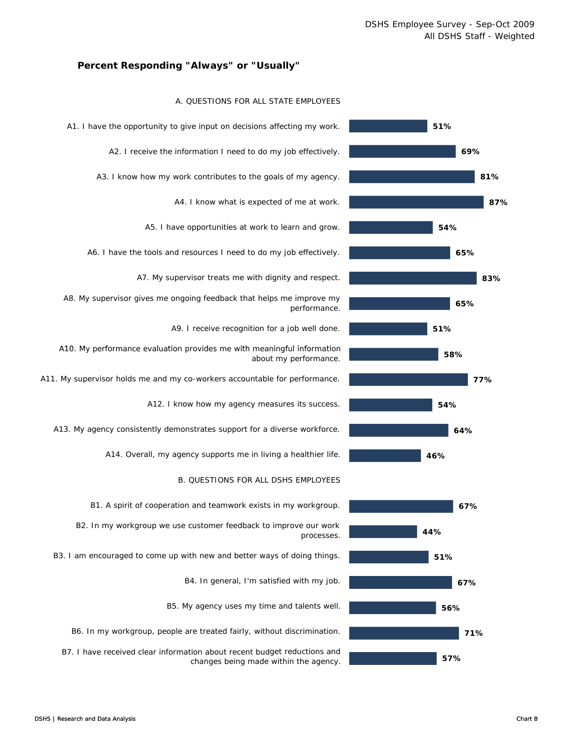DSHS Employee Survey - Sep-Oct 2009
All DSHS Staff - Weighted

## Percent Responding "Always" or "Usually"

### A. QUESTIONS FOR ALL STATE EMPLOYEES

| Question | Percent |
|---|---|
| A1. I have the opportunity to give input on decisions affecting my work. | 51% |
| A2. I receive the information I need to do my job effectively. | 69% |
| A3. I know how my work contributes to the goals of my agency. | 81% |
| A4. I know what is expected of me at work. | 87% |
| A5. I have opportunities at work to learn and grow. | 54% |
| A6. I have the tools and resources I need to do my job effectively. | 65% |
| A7. My supervisor treats me with dignity and respect. | 83% |
| A8. My supervisor gives me ongoing feedback that helps me improve my performance. | 65% |
| A9. I receive recognition for a job well done. | 51% |
| A10. My performance evaluation provides me with meaningful information about my performance. | 58% |
| A11. My supervisor holds me and my co-workers accountable for performance. | 77% |
| A12. I know how my agency measures its success. | 54% |
| A13. My agency consistently demonstrates support for a diverse workforce. | 64% |
| A14. Overall, my agency supports me in living a healthier life. | 46% |

### B. QUESTIONS FOR ALL DSHS EMPLOYEES

| Question | Percent |
|---|---|
| B1. A spirit of cooperation and teamwork exists in my workgroup. | 67% |
| B2. In my workgroup we use customer feedback to improve our work processes. | 44% |
| B3. I am encouraged to come up with new and better ways of doing things. | 51% |
| B4. In general, I'm satisfied with my job. | 67% |
| B5. My agency uses my time and talents well. | 56% |
| B6. In my workgroup, people are treated fairly, without discrimination. | 71% |
| B7. I have received clear information about recent budget reductions and changes being made within the agency. | 57% |

DSHS | Research and Data Analysis

Chart B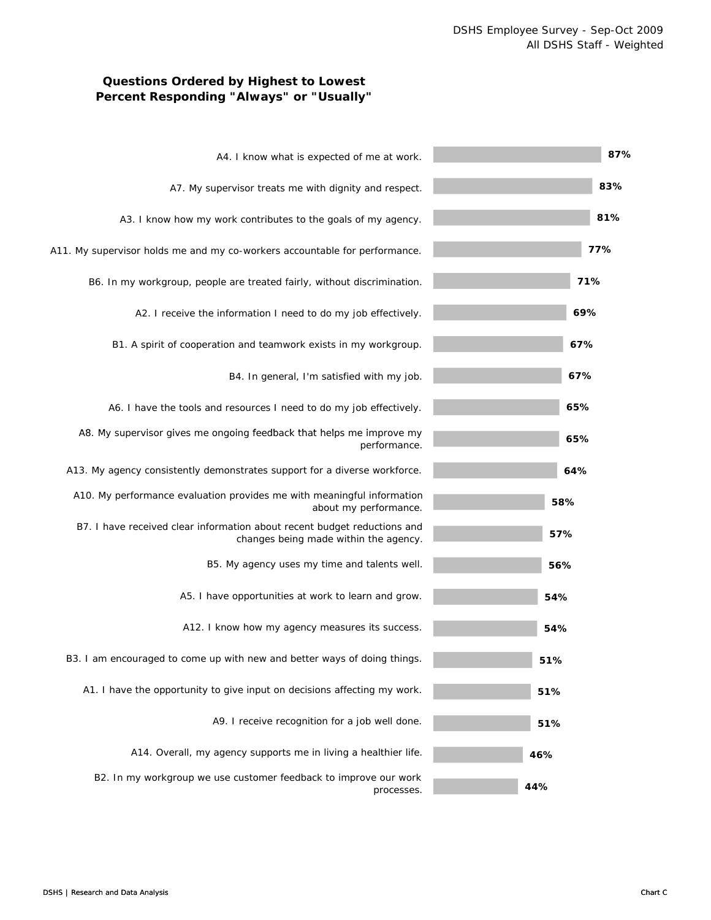## Questions Ordered by Highest to Lowest Percent Responding "Always" or "Usually"

| Question | Percent |
|---|---|
| A4. I know what is expected of me at work. | 87% |
| A7. My supervisor treats me with dignity and respect. | 83% |
| A3. I know how my work contributes to the goals of my agency. | 81% |
| A11. My supervisor holds me and my co-workers accountable for performance. | 77% |
| B6. In my workgroup, people are treated fairly, without discrimination. | 71% |
| A2. I receive the information I need to do my job effectively. | 69% |
| B1. A spirit of cooperation and teamwork exists in my workgroup. | 67% |
| B4. In general, I'm satisfied with my job. | 67% |
| A6. I have the tools and resources I need to do my job effectively. | 65% |
| A8. My supervisor gives me ongoing feedback that helps me improve my performance. | 65% |
| A13. My agency consistently demonstrates support for a diverse workforce. | 64% |
| A10. My performance evaluation provides me with meaningful information about my performance. | 58% |
| B7. I have received clear information about recent budget reductions and changes being made within the agency. | 57% |
| B5. My agency uses my time and talents well. | 56% |
| A5. I have opportunities at work to learn and grow. | 54% |
| A12. I know how my agency measures its success. | 54% |
| B3. I am encouraged to come up with new and better ways of doing things. | 51% |
| A1. I have the opportunity to give input on decisions affecting my work. | 51% |
| A9. I receive recognition for a job well done. | 51% |
| A14. Overall, my agency supports me in living a healthier life. | 46% |
| B2. In my workgroup we use customer feedback to improve our work processes. | 44% |

Chart C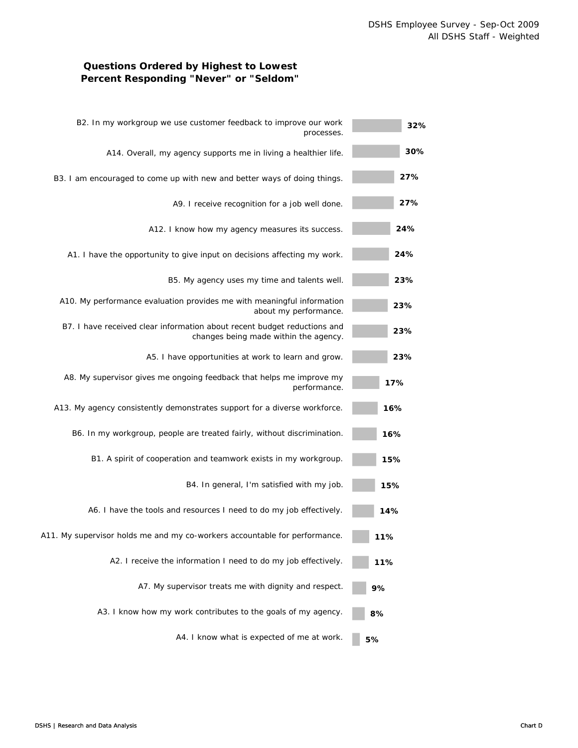DSHS Employee Survey - Sep-Oct 2009
All DSHS Staff - Weighted

## Questions Ordered by Highest to Lowest Percent Responding "Never" or "Seldom"

| Question | Percent |
|---|---|
| B2. In my workgroup we use customer feedback to improve our work processes. | 32% |
| A14. Overall, my agency supports me in living a healthier life. | 30% |
| B3. I am encouraged to come up with new and better ways of doing things. | 27% |
| A9. I receive recognition for a job well done. | 27% |
| A12. I know how my agency measures its success. | 24% |
| A1. I have the opportunity to give input on decisions affecting my work. | 24% |
| B5. My agency uses my time and talents well. | 23% |
| A10. My performance evaluation provides me with meaningful information about my performance. | 23% |
| B7. I have received clear information about recent budget reductions and changes being made within the agency. | 23% |
| A5. I have opportunities at work to learn and grow. | 23% |
| A8. My supervisor gives me ongoing feedback that helps me improve my performance. | 17% |
| A13. My agency consistently demonstrates support for a diverse workforce. | 16% |
| B6. In my workgroup, people are treated fairly, without discrimination. | 16% |
| B1. A spirit of cooperation and teamwork exists in my workgroup. | 15% |
| B4. In general, I'm satisfied with my job. | 15% |
| A6. I have the tools and resources I need to do my job effectively. | 14% |
| A11. My supervisor holds me and my co-workers accountable for performance. | 11% |
| A2. I receive the information I need to do my job effectively. | 11% |
| A7. My supervisor treats me with dignity and respect. | 9% |
| A3. I know how my work contributes to the goals of my agency. | 8% |
| A4. I know what is expected of me at work. | 5% |

DSHS | Research and Data Analysis

Chart D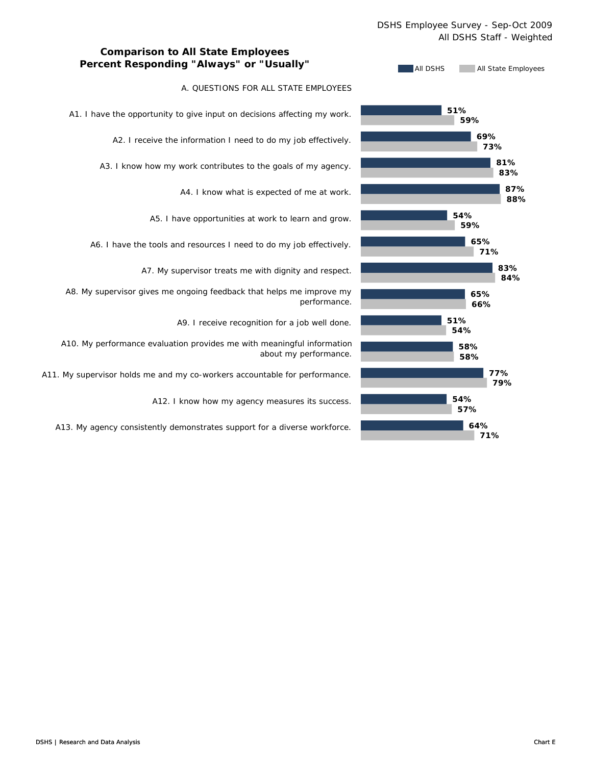DSHS Employee Survey - Sep-Oct 2009
All DSHS Staff - Weighted

## Comparison to All State Employees
## Percent Responding "Always" or "Usually"

### A. QUESTIONS FOR ALL STATE EMPLOYEES

| Question | All DSHS | All State Employees |
|---|---|---|
| A1. I have the opportunity to give input on decisions affecting my work. | 51% | 59% |
| A2. I receive the information I need to do my job effectively. | 69% | 73% |
| A3. I know how my work contributes to the goals of my agency. | 81% | 83% |
| A4. I know what is expected of me at work. | 87% | 88% |
| A5. I have opportunities at work to learn and grow. | 54% | 59% |
| A6. I have the tools and resources I need to do my job effectively. | 65% | 71% |
| A7. My supervisor treats me with dignity and respect. | 83% | 84% |
| A8. My supervisor gives me ongoing feedback that helps me improve my performance. | 65% | 66% |
| A9. I receive recognition for a job well done. | 51% | 54% |
| A10. My performance evaluation provides me with meaningful information about my performance. | 58% | 58% |
| A11. My supervisor holds me and my co-workers accountable for performance. | 77% | 79% |
| A12. I know how my agency measures its success. | 54% | 57% |
| A13. My agency consistently demonstrates support for a diverse workforce. | 64% | 71% |

DSHS | Research and Data Analysis

Chart E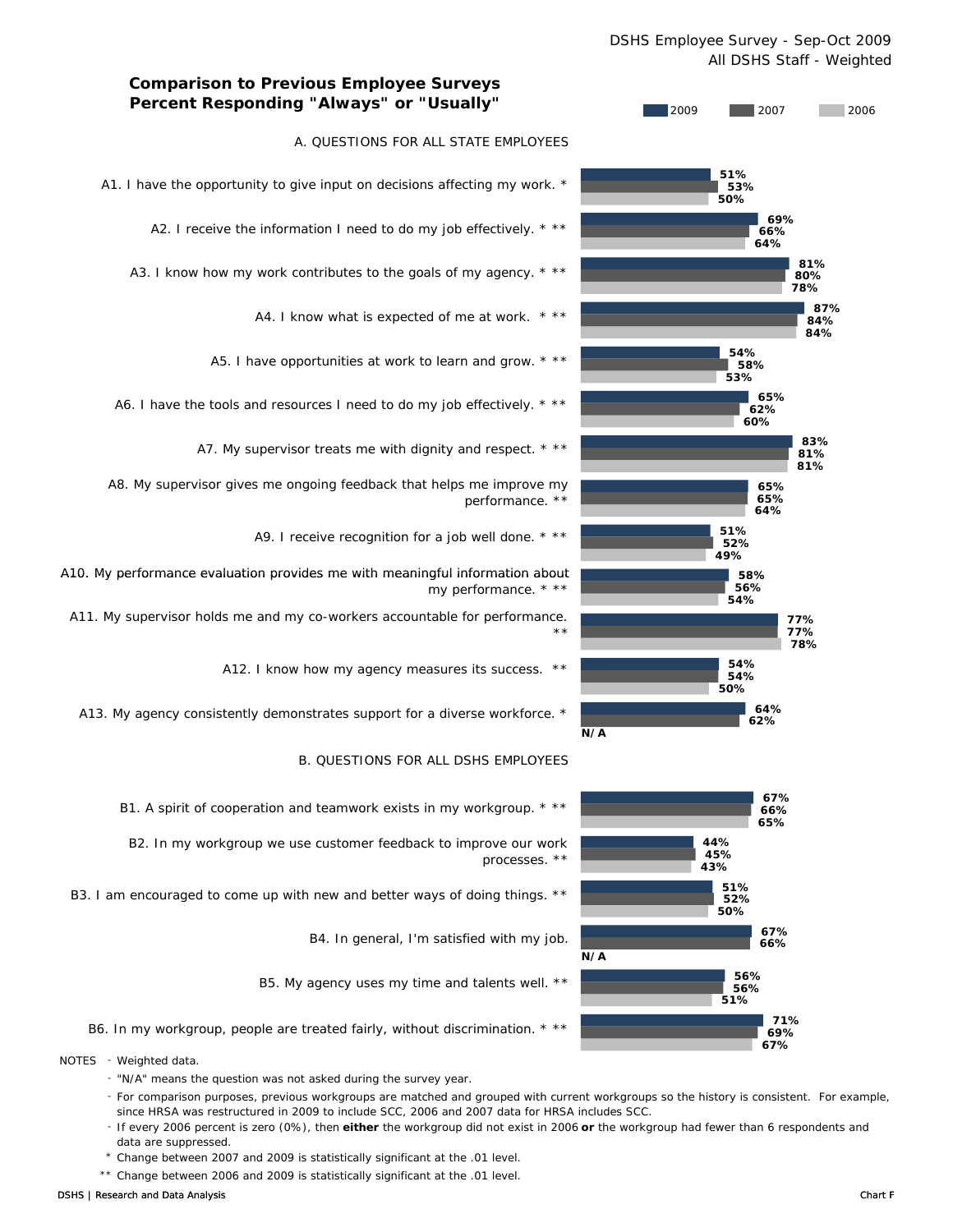DSHS Employee Survey - Sep-Oct 2009
All DSHS Staff - Weighted

## Comparison to Previous Employee Surveys
## Percent Responding "Always" or "Usually"

### A. QUESTIONS FOR ALL STATE EMPLOYEES

| Question | 2009 | 2007 | 2006 |
|---|---|---|---|
| A1. I have the opportunity to give input on decisions affecting my work. * | 51% | 53% | 50% |
| A2. I receive the information I need to do my job effectively. * ** | 69% | 66% | 64% |
| A3. I know how my work contributes to the goals of my agency. * ** | 81% | 80% | 78% |
| A4. I know what is expected of me at work. * ** | 87% | 84% | 84% |
| A5. I have opportunities at work to learn and grow. * ** | 54% | 58% | 53% |
| A6. I have the tools and resources I need to do my job effectively. * ** | 65% | 62% | 60% |
| A7. My supervisor treats me with dignity and respect. * ** | 83% | 81% | 81% |
| A8. My supervisor gives me ongoing feedback that helps me improve my performance. ** | 65% | 65% | 64% |
| A9. I receive recognition for a job well done. * ** | 51% | 52% | 49% |
| A10. My performance evaluation provides me with meaningful information about my performance. * ** | 58% | 56% | 54% |
| A11. My supervisor holds me and my co-workers accountable for performance. ** | 77% | 77% | 78% |
| A12. I know how my agency measures its success. ** | 54% | 54% | 50% |
| A13. My agency consistently demonstrates support for a diverse workforce. * | 64% | 62% | N/A |

### B. QUESTIONS FOR ALL DSHS EMPLOYEES

| Question | 2009 | 2007 | 2006 |
|---|---|---|---|
| B1. A spirit of cooperation and teamwork exists in my workgroup. * ** | 67% | 66% | 65% |
| B2. In my workgroup we use customer feedback to improve our work processes. ** | 44% | 45% | 43% |
| B3. I am encouraged to come up with new and better ways of doing things. ** | 51% | 52% | 50% |
| B4. In general, I'm satisfied with my job. | 67% | 66% | N/A |
| B5. My agency uses my time and talents well. ** | 56% | 56% | 51% |
| B6. In my workgroup, people are treated fairly, without discrimination. * ** | 71% | 69% | 67% |

NOTES
- Weighted data.
- "N/A" means the question was not asked during the survey year.
- For comparison purposes, previous workgroups are matched and grouped with current workgroups so the history is consistent. For example, since HRSA was restructured in 2009 to include SCC, 2006 and 2007 data for HRSA includes SCC.
- If every 2006 percent is zero (0%), then **either** the workgroup did not exist in 2006 **or** the workgroup had fewer than 6 respondents and data are suppressed.

\* Change between 2007 and 2009 is statistically significant at the .01 level.

** Change between 2006 and 2009 is statistically significant at the .01 level.

DSHS | Research and Data Analysis

Chart F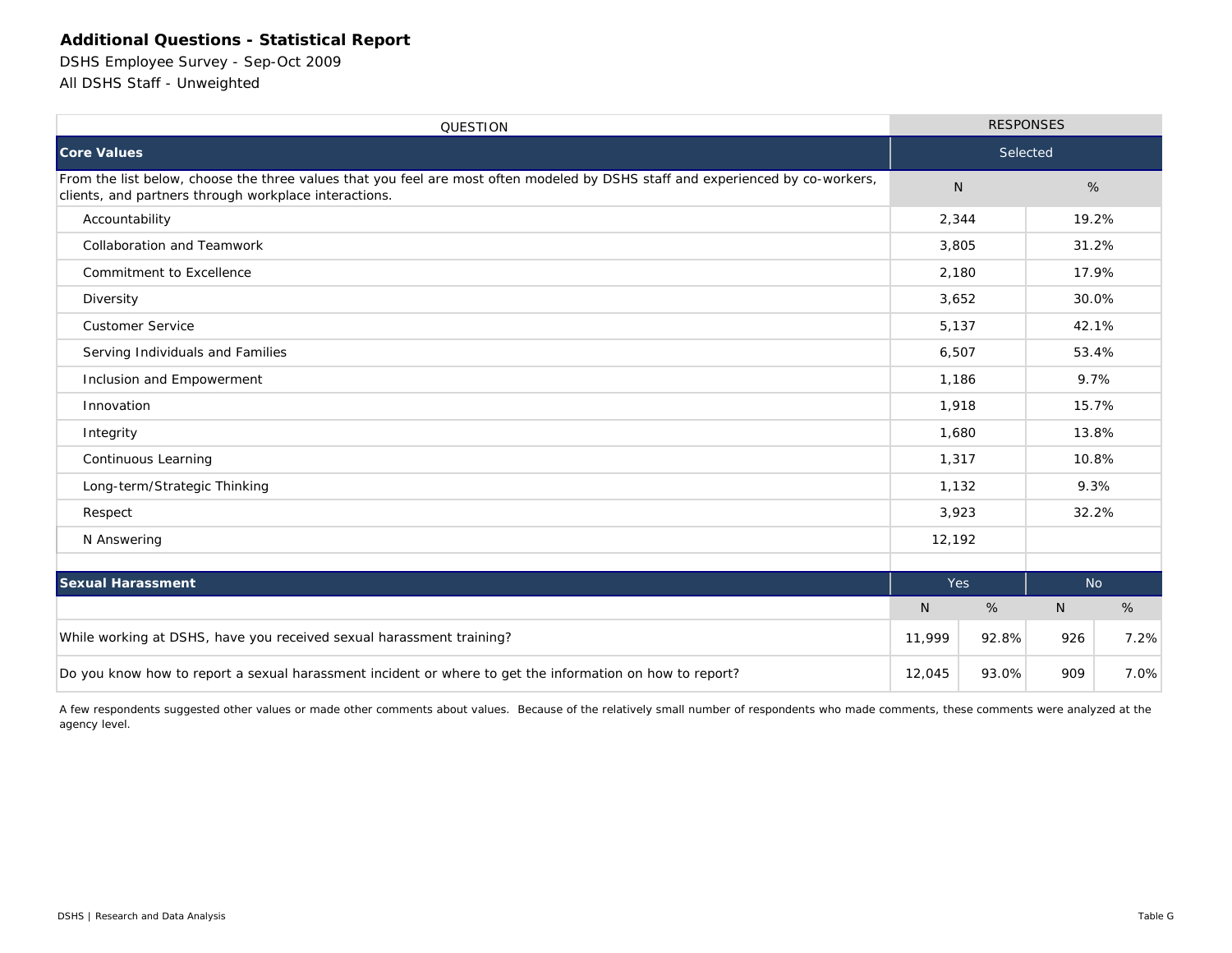# Additional Questions - Statistical Report

DSHS Employee Survey - Sep-Oct 2009

All DSHS Staff - Unweighted

| QUESTION | RESPONSES | |
|---|---|---|
| **Core Values** | Selected | |
| From the list below, choose the three values that you feel are most often modeled by DSHS staff and experienced by co-workers, clients, and partners through workplace interactions. | N | % |
| Accountability | 2,344 | 19.2% |
| Collaboration and Teamwork | 3,805 | 31.2% |
| Commitment to Excellence | 2,180 | 17.9% |
| Diversity | 3,652 | 30.0% |
| Customer Service | 5,137 | 42.1% |
| Serving Individuals and Families | 6,507 | 53.4% |
| Inclusion and Empowerment | 1,186 | 9.7% |
| Innovation | 1,918 | 15.7% |
| Integrity | 1,680 | 13.8% |
| Continuous Learning | 1,317 | 10.8% |
| Long-term/Strategic Thinking | 1,132 | 9.3% |
| Respect | 3,923 | 32.2% |
| N Answering | 12,192 | |

| **Sexual Harassment** | Yes | | No | |
|---|---|---|---|---|
| | N | % | N | % |
| While working at DSHS, have you received sexual harassment training? | 11,999 | 92.8% | 926 | 7.2% |
| Do you know how to report a sexual harassment incident or where to get the information on how to report? | 12,045 | 93.0% | 909 | 7.0% |

A few respondents suggested other values or made other comments about values. Because of the relatively small number of respondents who made comments, these comments were analyzed at the agency level.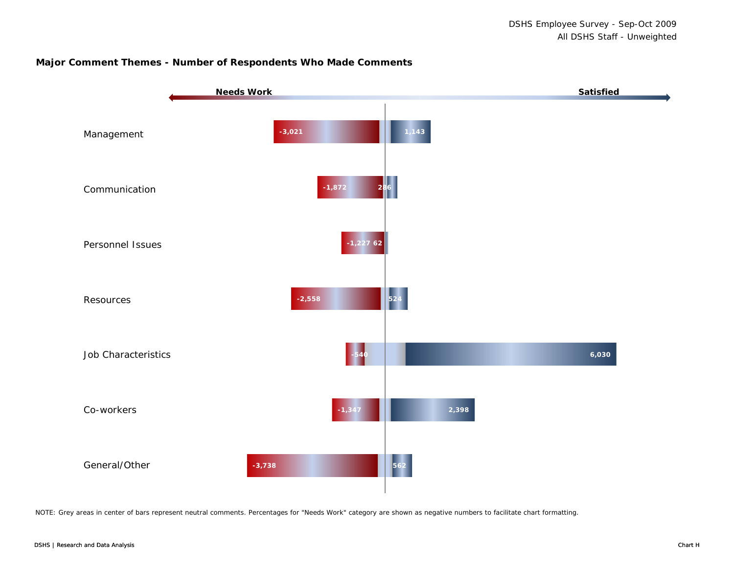DSHS Employee Survey - Sep-Oct 2009
All DSHS Staff - Unweighted

## Major Comment Themes - Number of Respondents Who Made Comments

| Theme | Needs Work | Satisfied |
| --- | --- | --- |
| Management | -3,021 | 1,143 |
| Communication | -1,872 | 286 |
| Personnel Issues | -1,227 | 62 |
| Resources | -2,558 | 524 |
| Job Characteristics | -540 | 6,030 |
| Co-workers | -1,347 | 2,398 |
| General/Other | -3,738 | 562 |

NOTE: Grey areas in center of bars represent neutral comments. Percentages for "Needs Work" category are shown as negative numbers to facilitate chart formatting.

DSHS | Research and Data Analysis

Chart H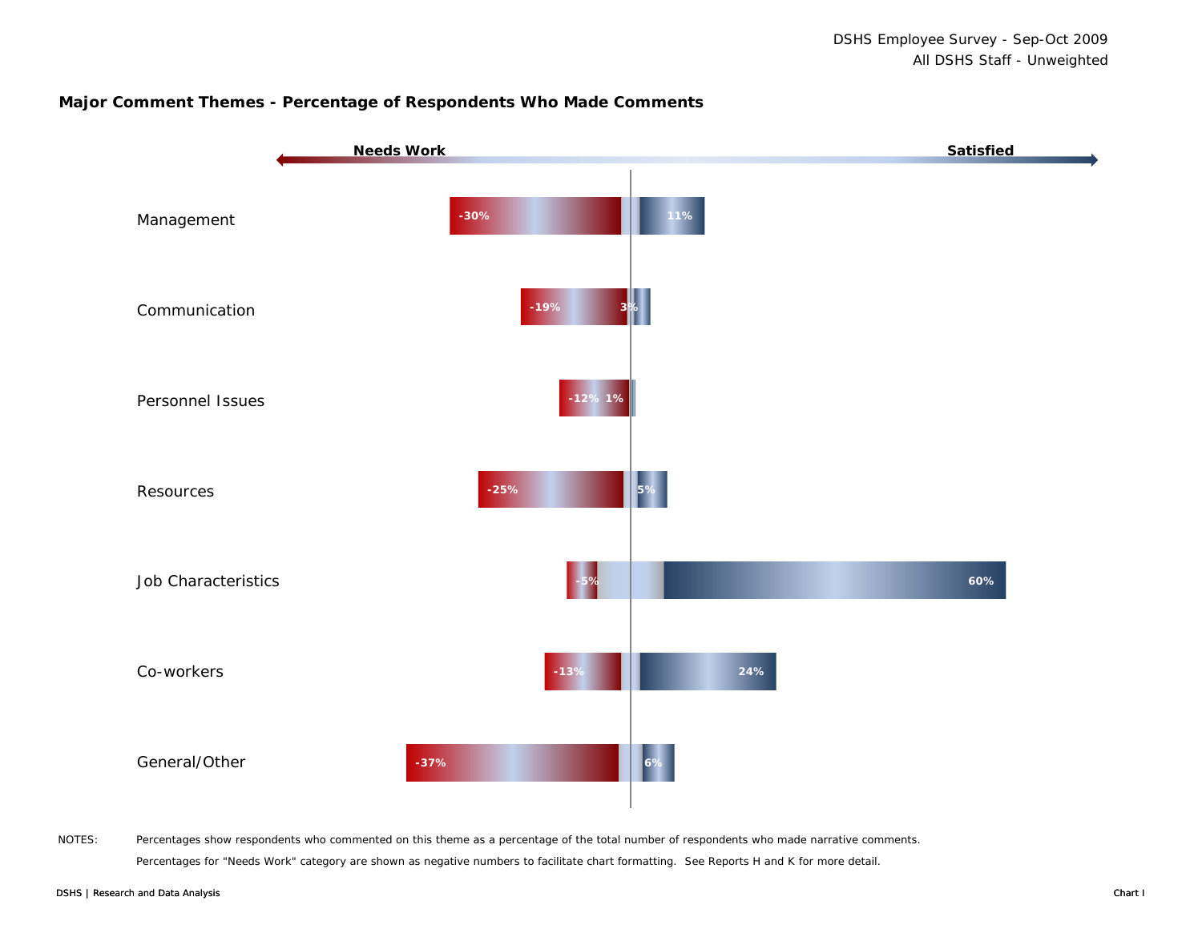DSHS Employee Survey - Sep-Oct 2009
All DSHS Staff - Unweighted

## Major Comment Themes - Percentage of Respondents Who Made Comments

| Theme | Needs Work | Satisfied |
| --- | --- | --- |
| Management | -30% | 11% |
| Communication | -19% | 3% |
| Personnel Issues | -12% | 1% |
| Resources | -25% | 5% |
| Job Characteristics | -5% | 60% |
| Co-workers | -13% | 24% |
| General/Other | -37% | 6% |

NOTES: Percentages show respondents who commented on this theme as a percentage of the total number of respondents who made narrative comments.

Percentages for "Needs Work" category are shown as negative numbers to facilitate chart formatting. See Reports H and K for more detail.

DSHS | Research and Data Analysis

Chart I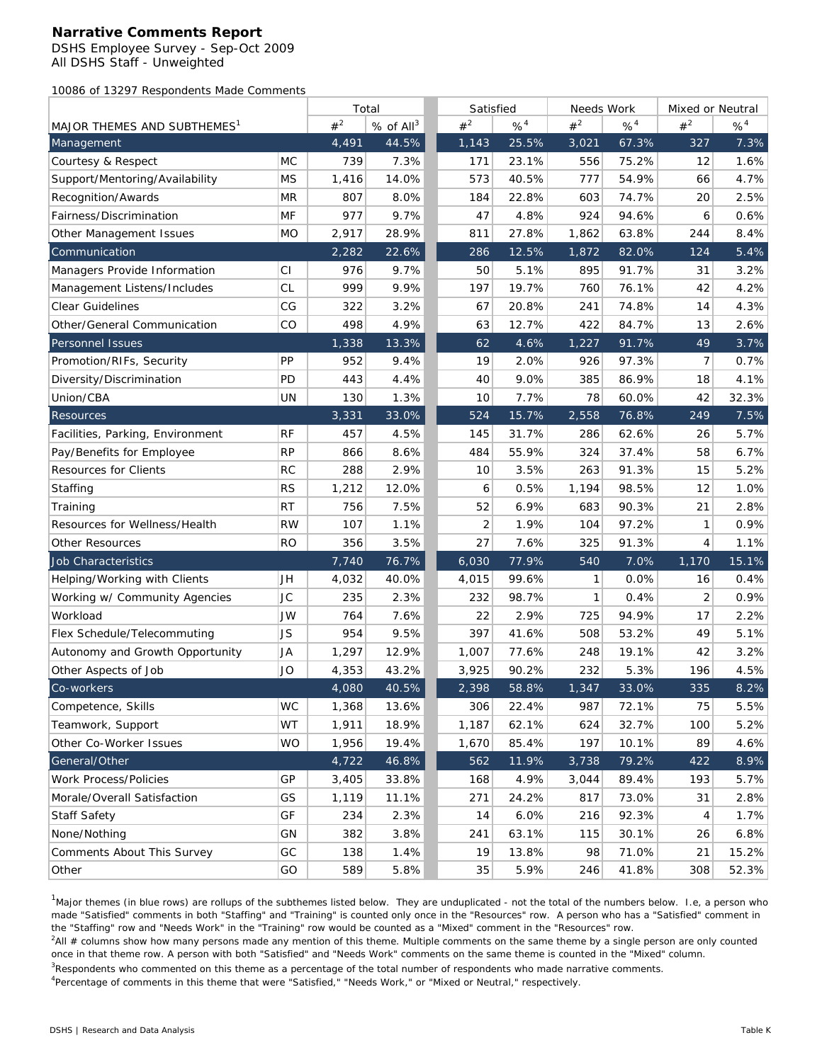**Narrative Comments Report**

DSHS Employee Survey - Sep-Oct 2009

All DSHS Staff - Unweighted

10086 of 13297 Respondents Made Comments

| | | Total | | Satisfied | | Needs Work | | Mixed or Neutral | |
|---|---|---|---|---|---|---|---|---|---|
| MAJOR THEMES AND SUBTHEMES[1] | | #[2] | % of All[3] | #[2] | %[4] | #[2] | %[4] | #[2] | %[4] |
| Management | | 4,491 | 44.5% | 1,143 | 25.5% | 3,021 | 67.3% | 327 | 7.3% |
| Courtesy & Respect | MC | 739 | 7.3% | 171 | 23.1% | 556 | 75.2% | 12 | 1.6% |
| Support/Mentoring/Availability | MS | 1,416 | 14.0% | 573 | 40.5% | 777 | 54.9% | 66 | 4.7% |
| Recognition/Awards | MR | 807 | 8.0% | 184 | 22.8% | 603 | 74.7% | 20 | 2.5% |
| Fairness/Discrimination | MF | 977 | 9.7% | 47 | 4.8% | 924 | 94.6% | 6 | 0.6% |
| Other Management Issues | MO | 2,917 | 28.9% | 811 | 27.8% | 1,862 | 63.8% | 244 | 8.4% |
| Communication | | 2,282 | 22.6% | 286 | 12.5% | 1,872 | 82.0% | 124 | 5.4% |
| Managers Provide Information | CI | 976 | 9.7% | 50 | 5.1% | 895 | 91.7% | 31 | 3.2% |
| Management Listens/Includes | CL | 999 | 9.9% | 197 | 19.7% | 760 | 76.1% | 42 | 4.2% |
| Clear Guidelines | CG | 322 | 3.2% | 67 | 20.8% | 241 | 74.8% | 14 | 4.3% |
| Other/General Communication | CO | 498 | 4.9% | 63 | 12.7% | 422 | 84.7% | 13 | 2.6% |
| Personnel Issues | | 1,338 | 13.3% | 62 | 4.6% | 1,227 | 91.7% | 49 | 3.7% |
| Promotion/RIFs, Security | PP | 952 | 9.4% | 19 | 2.0% | 926 | 97.3% | 7 | 0.7% |
| Diversity/Discrimination | PD | 443 | 4.4% | 40 | 9.0% | 385 | 86.9% | 18 | 4.1% |
| Union/CBA | UN | 130 | 1.3% | 10 | 7.7% | 78 | 60.0% | 42 | 32.3% |
| Resources | | 3,331 | 33.0% | 524 | 15.7% | 2,558 | 76.8% | 249 | 7.5% |
| Facilities, Parking, Environment | RF | 457 | 4.5% | 145 | 31.7% | 286 | 62.6% | 26 | 5.7% |
| Pay/Benefits for Employee | RP | 866 | 8.6% | 484 | 55.9% | 324 | 37.4% | 58 | 6.7% |
| Resources for Clients | RC | 288 | 2.9% | 10 | 3.5% | 263 | 91.3% | 15 | 5.2% |
| Staffing | RS | 1,212 | 12.0% | 6 | 0.5% | 1,194 | 98.5% | 12 | 1.0% |
| Training | RT | 756 | 7.5% | 52 | 6.9% | 683 | 90.3% | 21 | 2.8% |
| Resources for Wellness/Health | RW | 107 | 1.1% | 2 | 1.9% | 104 | 97.2% | 1 | 0.9% |
| Other Resources | RO | 356 | 3.5% | 27 | 7.6% | 325 | 91.3% | 4 | 1.1% |
| Job Characteristics | | 7,740 | 76.7% | 6,030 | 77.9% | 540 | 7.0% | 1,170 | 15.1% |
| Helping/Working with Clients | JH | 4,032 | 40.0% | 4,015 | 99.6% | 1 | 0.0% | 16 | 0.4% |
| Working w/ Community Agencies | JC | 235 | 2.3% | 232 | 98.7% | 1 | 0.4% | 2 | 0.9% |
| Workload | JW | 764 | 7.6% | 22 | 2.9% | 725 | 94.9% | 17 | 2.2% |
| Flex Schedule/Telecommuting | JS | 954 | 9.5% | 397 | 41.6% | 508 | 53.2% | 49 | 5.1% |
| Autonomy and Growth Opportunity | JA | 1,297 | 12.9% | 1,007 | 77.6% | 248 | 19.1% | 42 | 3.2% |
| Other Aspects of Job | JO | 4,353 | 43.2% | 3,925 | 90.2% | 232 | 5.3% | 196 | 4.5% |
| Co-workers | | 4,080 | 40.5% | 2,398 | 58.8% | 1,347 | 33.0% | 335 | 8.2% |
| Competence, Skills | WC | 1,368 | 13.6% | 306 | 22.4% | 987 | 72.1% | 75 | 5.5% |
| Teamwork, Support | WT | 1,911 | 18.9% | 1,187 | 62.1% | 624 | 32.7% | 100 | 5.2% |
| Other Co-Worker Issues | WO | 1,956 | 19.4% | 1,670 | 85.4% | 197 | 10.1% | 89 | 4.6% |
| General/Other | | 4,722 | 46.8% | 562 | 11.9% | 3,738 | 79.2% | 422 | 8.9% |
| Work Process/Policies | GP | 3,405 | 33.8% | 168 | 4.9% | 3,044 | 89.4% | 193 | 5.7% |
| Morale/Overall Satisfaction | GS | 1,119 | 11.1% | 271 | 24.2% | 817 | 73.0% | 31 | 2.8% |
| Staff Safety | GF | 234 | 2.3% | 14 | 6.0% | 216 | 92.3% | 4 | 1.7% |
| None/Nothing | GN | 382 | 3.8% | 241 | 63.1% | 115 | 30.1% | 26 | 6.8% |
| Comments About This Survey | GC | 138 | 1.4% | 19 | 13.8% | 98 | 71.0% | 21 | 15.2% |
| Other | GO | 589 | 5.8% | 35 | 5.9% | 246 | 41.8% | 308 | 52.3% |

[1] Major themes (in blue rows) are rollups of the subthemes listed below. They are unduplicated - not the total of the numbers below. I.e, a person who made "Satisfied" comments in both "Staffing" and "Training" is counted only once in the "Resources" row. A person who has a "Satisfied" comment in the "Staffing" row and "Needs Work" in the "Training" row would be counted as a "Mixed" comment in the "Resources" row.

[2] All # columns show how many persons made any mention of this theme. Multiple comments on the same theme by a single person are only counted once in that theme row. A person with both "Satisfied" and "Needs Work" comments on the same theme is counted in the "Mixed" column.

[3] Respondents who commented on this theme as a percentage of the total number of respondents who made narrative comments.

[4] Percentage of comments in this theme that were "Satisfied," "Needs Work," or "Mixed or Neutral," respectively.

DSHS | Research and Data Analysis — Table K